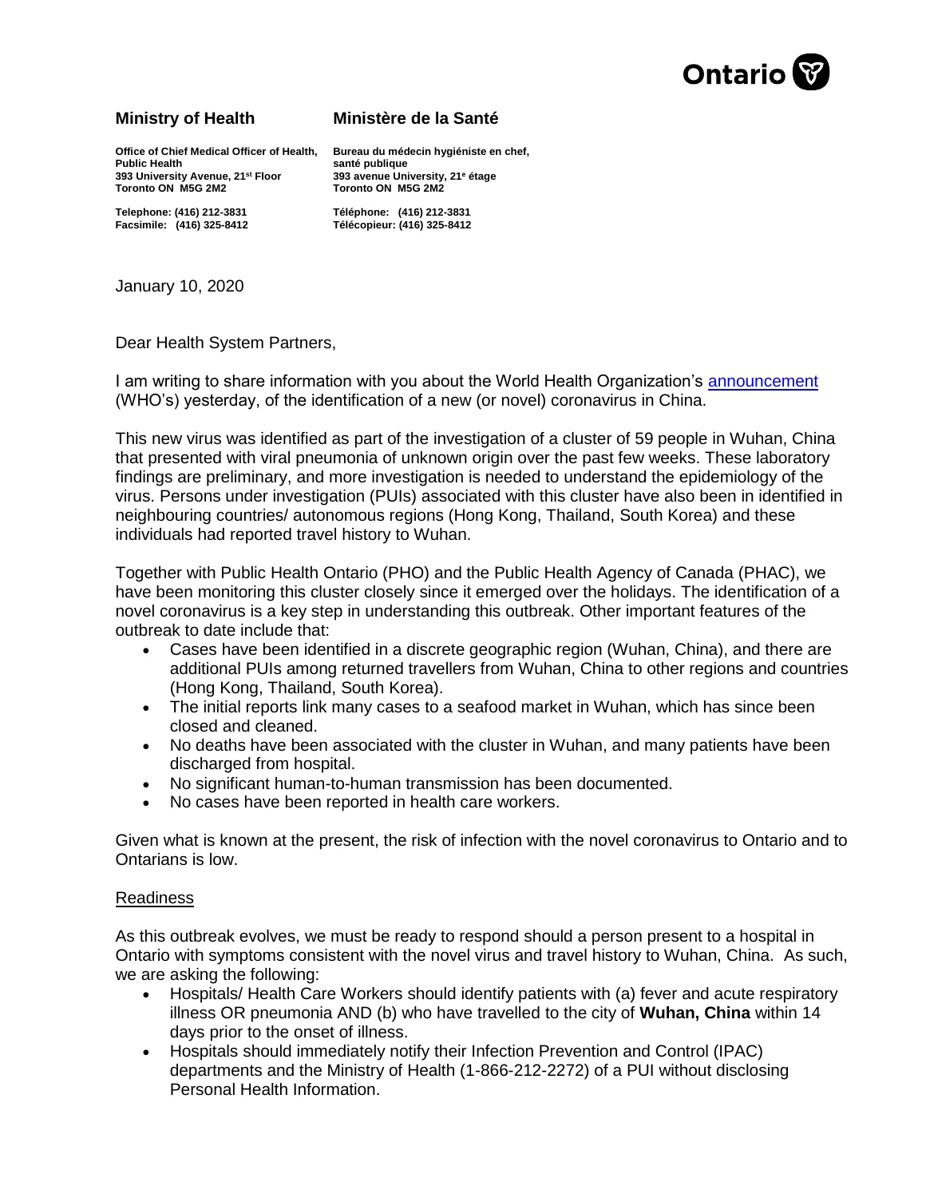Ontario

**Ministry of Health**

Office of Chief Medical Officer of Health, Public Health
393 University Avenue, 21st Floor
Toronto ON M5G 2M2

Telephone: (416) 212-3831
Facsimile: (416) 325-8412

**Ministère de la Santé**

Bureau du médecin hygiéniste en chef, santé publique
393 avenue University, 21e étage
Toronto ON M5G 2M2

Téléphone: (416) 212-3831
Télécopieur: (416) 325-8412

January 10, 2020

Dear Health System Partners,

I am writing to share information with you about the World Health Organization's [announcement](announcement) (WHO's) yesterday, of the identification of a new (or novel) coronavirus in China.

This new virus was identified as part of the investigation of a cluster of 59 people in Wuhan, China that presented with viral pneumonia of unknown origin over the past few weeks. These laboratory findings are preliminary, and more investigation is needed to understand the epidemiology of the virus. Persons under investigation (PUIs) associated with this cluster have also been in identified in neighbouring countries/ autonomous regions (Hong Kong, Thailand, South Korea) and these individuals had reported travel history to Wuhan.

Together with Public Health Ontario (PHO) and the Public Health Agency of Canada (PHAC), we have been monitoring this cluster closely since it emerged over the holidays. The identification of a novel coronavirus is a key step in understanding this outbreak. Other important features of the outbreak to date include that:

- Cases have been identified in a discrete geographic region (Wuhan, China), and there are additional PUIs among returned travellers from Wuhan, China to other regions and countries (Hong Kong, Thailand, South Korea).
- The initial reports link many cases to a seafood market in Wuhan, which has since been closed and cleaned.
- No deaths have been associated with the cluster in Wuhan, and many patients have been discharged from hospital.
- No significant human-to-human transmission has been documented.
- No cases have been reported in health care workers.

Given what is known at the present, the risk of infection with the novel coronavirus to Ontario and to Ontarians is low.

<u>Readiness</u>

As this outbreak evolves, we must be ready to respond should a person present to a hospital in Ontario with symptoms consistent with the novel virus and travel history to Wuhan, China. As such, we are asking the following:

- Hospitals/ Health Care Workers should identify patients with (a) fever and acute respiratory illness OR pneumonia AND (b) who have travelled to the city of **Wuhan, China** within 14 days prior to the onset of illness.
- Hospitals should immediately notify their Infection Prevention and Control (IPAC) departments and the Ministry of Health (1-866-212-2272) of a PUI without disclosing Personal Health Information.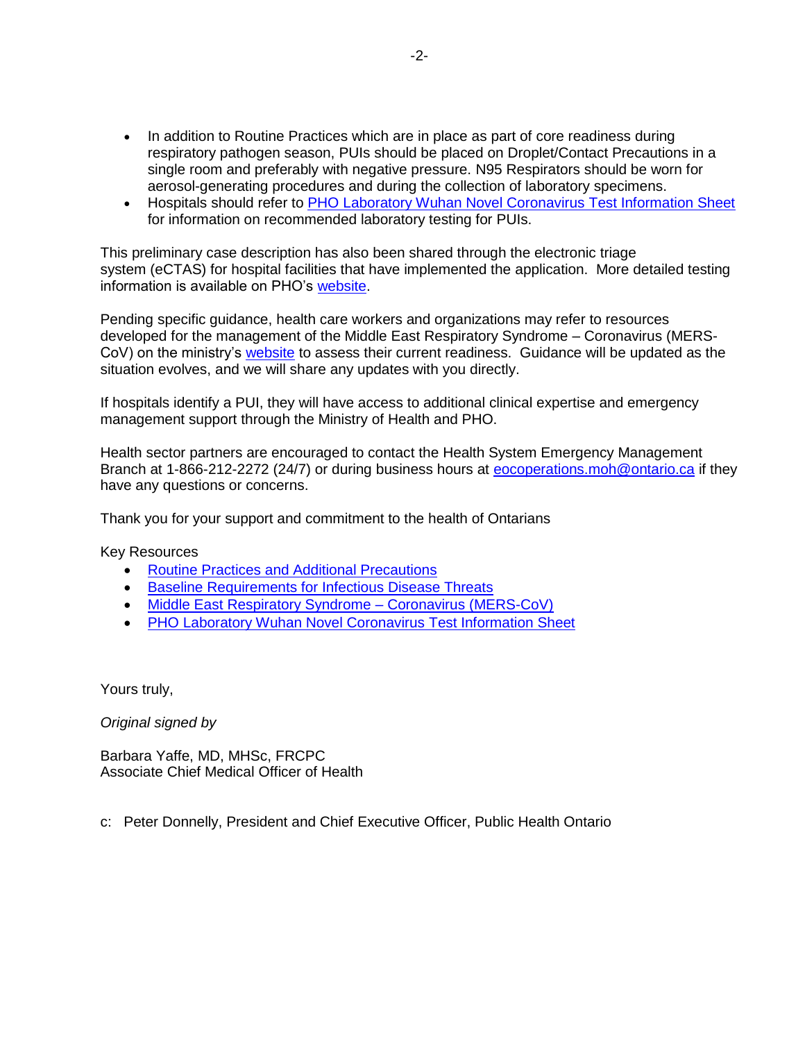- In addition to Routine Practices which are in place as part of core readiness during respiratory pathogen season, PUIs should be placed on Droplet/Contact Precautions in a single room and preferably with negative pressure. N95 Respirators should be worn for aerosol-generating procedures and during the collection of laboratory specimens.
- Hospitals should refer to PHO Laboratory Wuhan Novel Coronavirus Test Information Sheet for information on recommended laboratory testing for PUIs.

This preliminary case description has also been shared through the electronic triage system (eCTAS) for hospital facilities that have implemented the application. More detailed testing information is available on PHO's website.

Pending specific guidance, health care workers and organizations may refer to resources developed for the management of the Middle East Respiratory Syndrome – Coronavirus (MERS-CoV) on the ministry's website to assess their current readiness. Guidance will be updated as the situation evolves, and we will share any updates with you directly.

If hospitals identify a PUI, they will have access to additional clinical expertise and emergency management support through the Ministry of Health and PHO.

Health sector partners are encouraged to contact the Health System Emergency Management Branch at 1-866-212-2272 (24/7) or during business hours at eocoperations.moh@ontario.ca if they have any questions or concerns.

Thank you for your support and commitment to the health of Ontarians

Key Resources

- Routine Practices and Additional Precautions
- Baseline Requirements for Infectious Disease Threats
- Middle East Respiratory Syndrome – Coronavirus (MERS-CoV)
- PHO Laboratory Wuhan Novel Coronavirus Test Information Sheet

Yours truly,

*Original signed by*

Barbara Yaffe, MD, MHSc, FRCPC
Associate Chief Medical Officer of Health

c: Peter Donnelly, President and Chief Executive Officer, Public Health Ontario